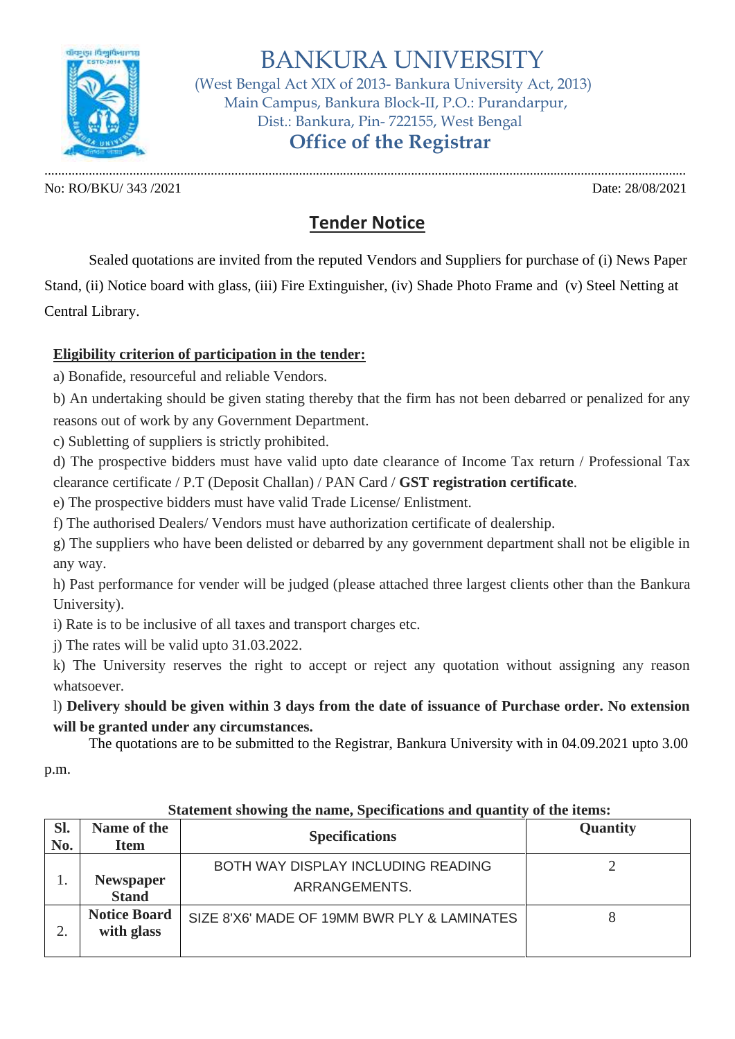# BANKURA UNIVERSITY

(West Bengal Act XIX of 2013- Bankura University Act, 2013)
Main Campus, Bankura Block-II, P.O.: Purandarpur,
Dist.: Bankura, Pin- 722155, West Bengal

## Office of the Registrar

No: RO/BKU/ 343 /2021 Date: 28/08/2021

## Tender Notice

Sealed quotations are invited from the reputed Vendors and Suppliers for purchase of (i) News Paper Stand, (ii) Notice board with glass, (iii) Fire Extinguisher, (iv) Shade Photo Frame and (v) Steel Netting at Central Library.

**Eligibility criterion of participation in the tender:**

a) Bonafide, resourceful and reliable Vendors.

b) An undertaking should be given stating thereby that the firm has not been debarred or penalized for any reasons out of work by any Government Department.

c) Subletting of suppliers is strictly prohibited.

d) The prospective bidders must have valid upto date clearance of Income Tax return / Professional Tax clearance certificate / P.T (Deposit Challan) / PAN Card / **GST registration certificate**.

e) The prospective bidders must have valid Trade License/ Enlistment.

f) The authorised Dealers/ Vendors must have authorization certificate of dealership.

g) The suppliers who have been delisted or debarred by any government department shall not be eligible in any way.

h) Past performance for vender will be judged (please attached three largest clients other than the Bankura University).

i) Rate is to be inclusive of all taxes and transport charges etc.

j) The rates will be valid upto 31.03.2022.

k) The University reserves the right to accept or reject any quotation without assigning any reason whatsoever.

l) **Delivery should be given within 3 days from the date of issuance of Purchase order. No extension will be granted under any circumstances.**

The quotations are to be submitted to the Registrar, Bankura University with in 04.09.2021 upto 3.00 p.m.

**Statement showing the name, Specifications and quantity of the items:**

| Sl. No. | Name of the Item | Specifications | Quantity |
|---|---|---|---|
| 1. | **Newspaper Stand** | BOTH WAY DISPLAY INCLUDING READING ARRANGEMENTS. | 2 |
| 2. | **Notice Board with glass** | SIZE 8'X6' MADE OF 19MM BWR PLY & LAMINATES | 8 |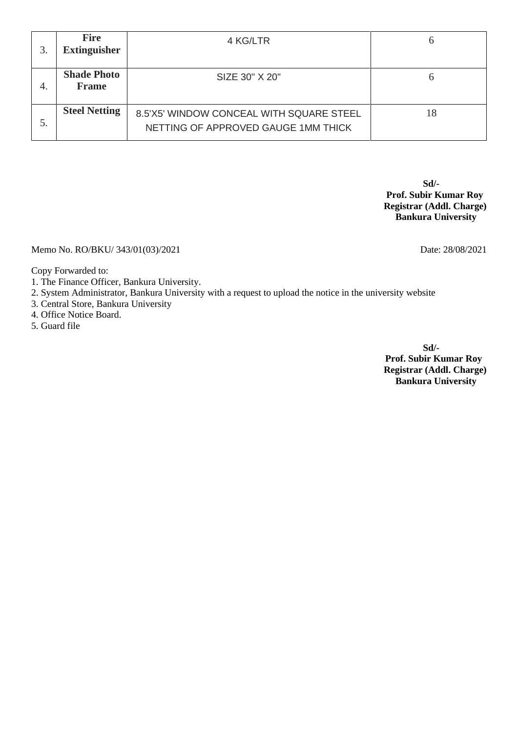| | | | |
|---|---|---|---|
| 3. | **Fire Extinguisher** | 4 KG/LTR | 6 |
| 4. | **Shade Photo Frame** | SIZE 30" X 20" | 6 |
| 5. | **Steel Netting** | 8.5'X5' WINDOW CONCEAL WITH SQUARE STEEL NETTING OF APPROVED GAUGE 1MM THICK | 18 |

**Sd/-**
**Prof. Subir Kumar Roy**
**Registrar (Addl. Charge)**
**Bankura University**

Memo No. RO/BKU/ 343/01(03)/2021 Date: 28/08/2021

Copy Forwarded to:

1. The Finance Officer, Bankura University.
2. System Administrator, Bankura University with a request to upload the notice in the university website
3. Central Store, Bankura University
4. Office Notice Board.
5. Guard file

**Sd/-**
**Prof. Subir Kumar Roy**
**Registrar (Addl. Charge)**
**Bankura University**